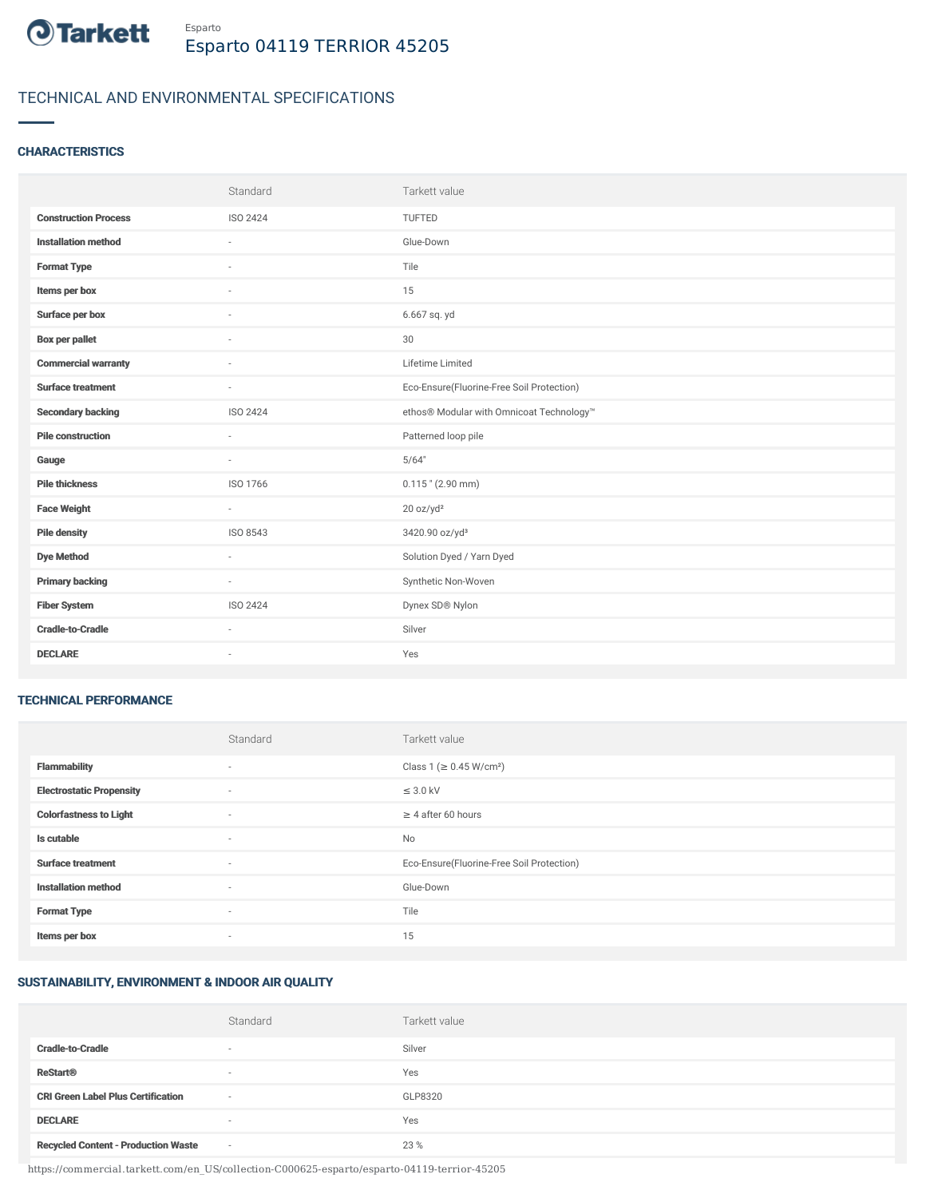Esparto

# Esparto 04119 TERRIOR 45205

## TECHNICAL AND ENVIRONMENTAL SPECIFICATIONS

### CHARACTERISTICS

| | Standard | Tarkett value |
|---|---|---|
| **Construction Process** | ISO 2424 | TUFTED |
| **Installation method** | - | Glue-Down |
| **Format Type** | - | Tile |
| **Items per box** | - | 15 |
| **Surface per box** | - | 6.667 sq. yd |
| **Box per pallet** | - | 30 |
| **Commercial warranty** | - | Lifetime Limited |
| **Surface treatment** | - | Eco-Ensure(Fluorine-Free Soil Protection) |
| **Secondary backing** | ISO 2424 | ethos® Modular with Omnicoat Technology™ |
| **Pile construction** | - | Patterned loop pile |
| **Gauge** | - | 5/64" |
| **Pile thickness** | ISO 1766 | 0.115 " (2.90 mm) |
| **Face Weight** | - | 20 oz/yd² |
| **Pile density** | ISO 8543 | 3420.90 oz/yd³ |
| **Dye Method** | - | Solution Dyed / Yarn Dyed |
| **Primary backing** | - | Synthetic Non-Woven |
| **Fiber System** | ISO 2424 | Dynex SD® Nylon |
| **Cradle-to-Cradle** | - | Silver |
| **DECLARE** | - | Yes |

### TECHNICAL PERFORMANCE

| | Standard | Tarkett value |
|---|---|---|
| **Flammability** | - | Class 1 (≥ 0.45 W/cm²) |
| **Electrostatic Propensity** | - | ≤ 3.0 kV |
| **Colorfastness to Light** | - | ≥ 4 after 60 hours |
| **Is cutable** | - | No |
| **Surface treatment** | - | Eco-Ensure(Fluorine-Free Soil Protection) |
| **Installation method** | - | Glue-Down |
| **Format Type** | - | Tile |
| **Items per box** | - | 15 |

### SUSTAINABILITY, ENVIRONMENT & INDOOR AIR QUALITY

| | Standard | Tarkett value |
|---|---|---|
| **Cradle-to-Cradle** | - | Silver |
| **ReStart®** | - | Yes |
| **CRI Green Label Plus Certification** | - | GLP8320 |
| **DECLARE** | - | Yes |
| **Recycled Content - Production Waste** | - | 23 % |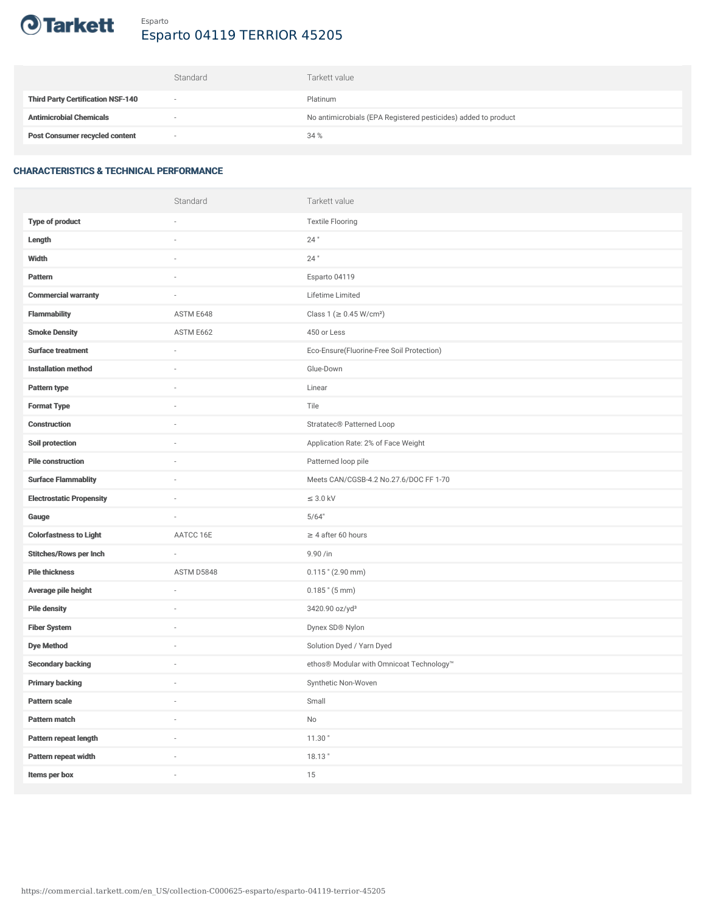Esparto

# Esparto 04119 TERRIOR 45205

| | Standard | Tarkett value |
|---|---|---|
| **Third Party Certification NSF-140** | - | Platinum |
| **Antimicrobial Chemicals** | - | No antimicrobials (EPA Registered pesticides) added to product |
| **Post Consumer recycled content** | - | 34 % |

## CHARACTERISTICS & TECHNICAL PERFORMANCE

| | Standard | Tarkett value |
|---|---|---|
| **Type of product** | - | Textile Flooring |
| **Length** | - | 24 " |
| **Width** | - | 24 " |
| **Pattern** | - | Esparto 04119 |
| **Commercial warranty** | - | Lifetime Limited |
| **Flammability** | ASTM E648 | Class 1 (≥ 0.45 W/cm²) |
| **Smoke Density** | ASTM E662 | 450 or Less |
| **Surface treatment** | - | Eco-Ensure(Fluorine-Free Soil Protection) |
| **Installation method** | - | Glue-Down |
| **Pattern type** | - | Linear |
| **Format Type** | - | Tile |
| **Construction** | - | Stratatec® Patterned Loop |
| **Soil protection** | - | Application Rate: 2% of Face Weight |
| **Pile construction** | - | Patterned loop pile |
| **Surface Flammablity** | - | Meets CAN/CGSB-4.2 No.27.6/DOC FF 1-70 |
| **Electrostatic Propensity** | - | ≤ 3.0 kV |
| **Gauge** | - | 5/64" |
| **Colorfastness to Light** | AATCC 16E | ≥ 4 after 60 hours |
| **Stitches/Rows per Inch** | - | 9.90 /in |
| **Pile thickness** | ASTM D5848 | 0.115 " (2.90 mm) |
| **Average pile height** | - | 0.185 " (5 mm) |
| **Pile density** | - | 3420.90 oz/yd³ |
| **Fiber System** | - | Dynex SD® Nylon |
| **Dye Method** | - | Solution Dyed / Yarn Dyed |
| **Secondary backing** | - | ethos® Modular with Omnicoat Technology™ |
| **Primary backing** | - | Synthetic Non-Woven |
| **Pattern scale** | - | Small |
| **Pattern match** | - | No |
| **Pattern repeat length** | - | 11.30 " |
| **Pattern repeat width** | - | 18.13 " |
| **Items per box** | - | 15 |